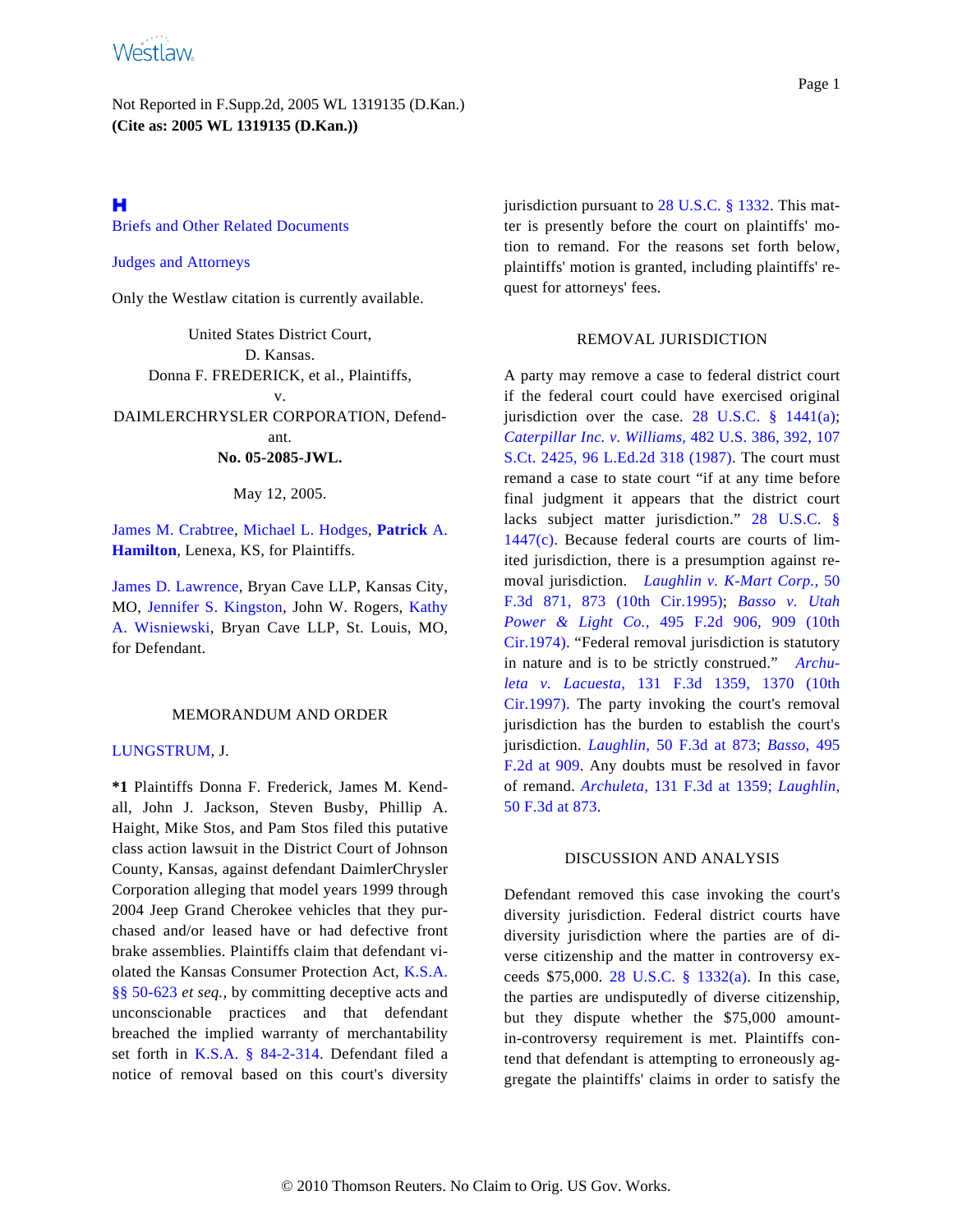Not Reported in F.Supp.2d, 2005 WL 1319135 (D.Kan.)

**(Cite as: 2005 WL 1319135 (D.Kan.))**

Briefs and Other Related Documents

Judges and Attorneys

Only the Westlaw citation is currently available.

United States District Court,
D. Kansas.
Donna F. FREDERICK, et al., Plaintiffs,
v.
DAIMLERCHRYSLER CORPORATION, Defendant.
**No. 05-2085-JWL.**

May 12, 2005.

James M. Crabtree, Michael L. Hodges, **Patrick** A. **Hamilton**, Lenexa, KS, for Plaintiffs.

James D. Lawrence, Bryan Cave LLP, Kansas City, MO, Jennifer S. Kingston, John W. Rogers, Kathy A. Wisniewski, Bryan Cave LLP, St. Louis, MO, for Defendant.

MEMORANDUM AND ORDER

LUNGSTRUM, J.

**\*1** Plaintiffs Donna F. Frederick, James M. Kendall, John J. Jackson, Steven Busby, Phillip A. Haight, Mike Stos, and Pam Stos filed this putative class action lawsuit in the District Court of Johnson County, Kansas, against defendant DaimlerChrysler Corporation alleging that model years 1999 through 2004 Jeep Grand Cherokee vehicles that they purchased and/or leased have or had defective front brake assemblies. Plaintiffs claim that defendant violated the Kansas Consumer Protection Act, K.S.A. §§ 50-623 *et seq.*, by committing deceptive acts and unconscionable practices and that defendant breached the implied warranty of merchantability set forth in K.S.A. § 84-2-314. Defendant filed a notice of removal based on this court's diversity jurisdiction pursuant to 28 U.S.C. § 1332. This matter is presently before the court on plaintiffs' motion to remand. For the reasons set forth below, plaintiffs' motion is granted, including plaintiffs' request for attorneys' fees.

REMOVAL JURISDICTION

A party may remove a case to federal district court if the federal court could have exercised original jurisdiction over the case. 28 U.S.C. § 1441(a); *Caterpillar Inc. v. Williams,* 482 U.S. 386, 392, 107 S.Ct. 2425, 96 L.Ed.2d 318 (1987). The court must remand a case to state court "if at any time before final judgment it appears that the district court lacks subject matter jurisdiction." 28 U.S.C. § 1447(c). Because federal courts are courts of limited jurisdiction, there is a presumption against removal jurisdiction. *Laughlin v. K-Mart Corp.,* 50 F.3d 871, 873 (10th Cir.1995); *Basso v. Utah Power & Light Co.,* 495 F.2d 906, 909 (10th Cir.1974). "Federal removal jurisdiction is statutory in nature and is to be strictly construed." *Archuleta v. Lacuesta,* 131 F.3d 1359, 1370 (10th Cir.1997). The party invoking the court's removal jurisdiction has the burden to establish the court's jurisdiction. *Laughlin,* 50 F.3d at 873; *Basso,* 495 F.2d at 909. Any doubts must be resolved in favor of remand. *Archuleta,* 131 F.3d at 1359; *Laughlin,* 50 F.3d at 873.

DISCUSSION AND ANALYSIS

Defendant removed this case invoking the court's diversity jurisdiction. Federal district courts have diversity jurisdiction where the parties are of diverse citizenship and the matter in controversy exceeds $75,000. 28 U.S.C. § 1332(a). In this case, the parties are undisputedly of diverse citizenship, but they dispute whether the $75,000 amount-in-controversy requirement is met. Plaintiffs contend that defendant is attempting to erroneously aggregate the plaintiffs' claims in order to satisfy the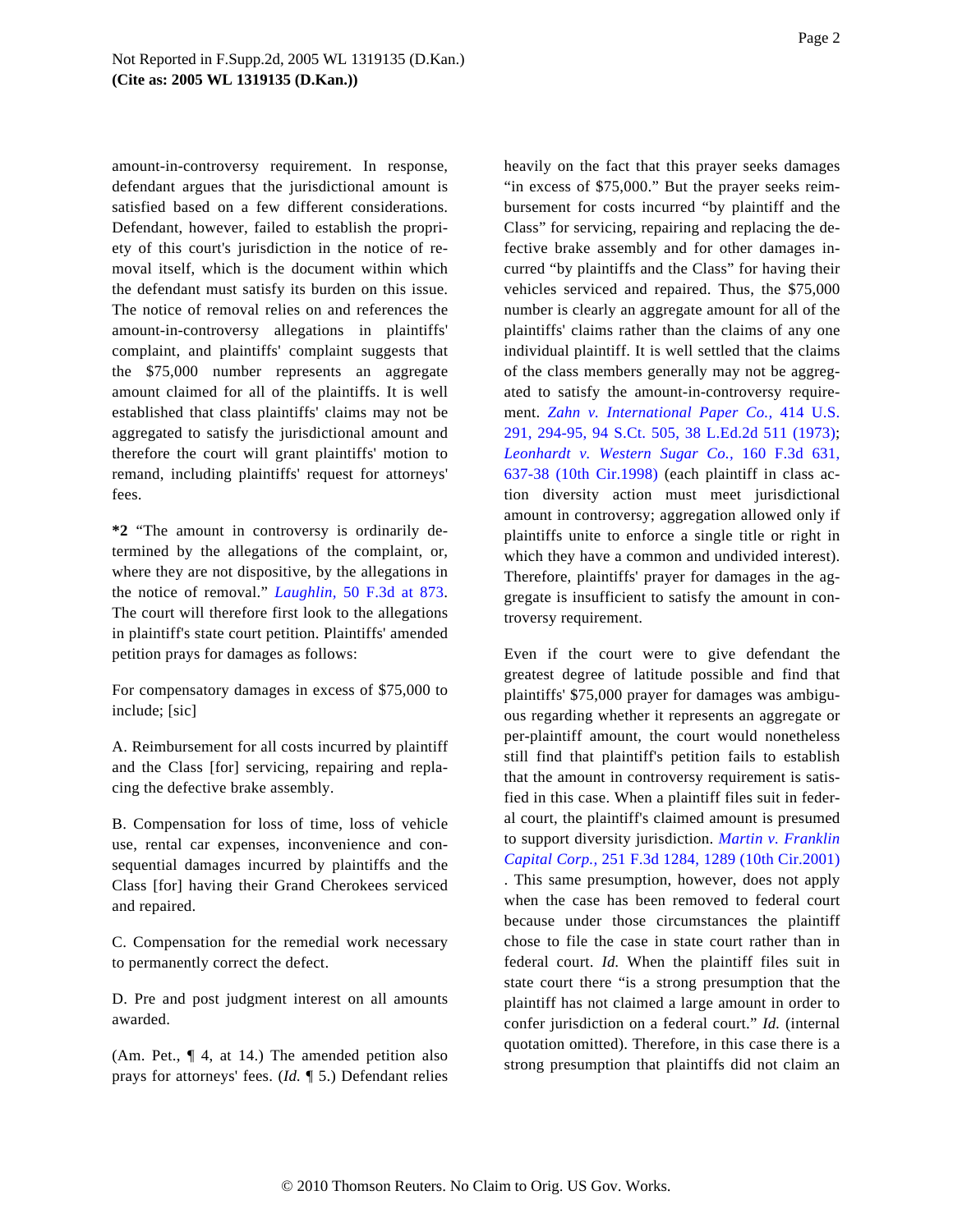amount-in-controversy requirement. In response, defendant argues that the jurisdictional amount is satisfied based on a few different considerations. Defendant, however, failed to establish the propriety of this court's jurisdiction in the notice of removal itself, which is the document within which the defendant must satisfy its burden on this issue. The notice of removal relies on and references the amount-in-controversy allegations in plaintiffs' complaint, and plaintiffs' complaint suggests that the $75,000 number represents an aggregate amount claimed for all of the plaintiffs. It is well established that class plaintiffs' claims may not be aggregated to satisfy the jurisdictional amount and therefore the court will grant plaintiffs' motion to remand, including plaintiffs' request for attorneys' fees.

**\*2** "The amount in controversy is ordinarily determined by the allegations of the complaint, or, where they are not dispositive, by the allegations in the notice of removal." *Laughlin,* 50 F.3d at 873. The court will therefore first look to the allegations in plaintiff's state court petition. Plaintiffs' amended petition prays for damages as follows:

For compensatory damages in excess of $75,000 to include; [sic]

A. Reimbursement for all costs incurred by plaintiff and the Class [for] servicing, repairing and replacing the defective brake assembly.

B. Compensation for loss of time, loss of vehicle use, rental car expenses, inconvenience and consequential damages incurred by plaintiffs and the Class [for] having their Grand Cherokees serviced and repaired.

C. Compensation for the remedial work necessary to permanently correct the defect.

D. Pre and post judgment interest on all amounts awarded.

(Am. Pet., ¶ 4, at 14.) The amended petition also prays for attorneys' fees. (*Id.* ¶ 5.) Defendant relies heavily on the fact that this prayer seeks damages "in excess of $75,000." But the prayer seeks reimbursement for costs incurred "by plaintiff and the Class" for servicing, repairing and replacing the defective brake assembly and for other damages incurred "by plaintiffs and the Class" for having their vehicles serviced and repaired. Thus, the $75,000 number is clearly an aggregate amount for all of the plaintiffs' claims rather than the claims of any one individual plaintiff. It is well settled that the claims of the class members generally may not be aggregated to satisfy the amount-in-controversy requirement. *Zahn v. International Paper Co.,* 414 U.S. 291, 294-95, 94 S.Ct. 505, 38 L.Ed.2d 511 (1973); *Leonhardt v. Western Sugar Co.,* 160 F.3d 631, 637-38 (10th Cir.1998) (each plaintiff in class action diversity action must meet jurisdictional amount in controversy; aggregation allowed only if plaintiffs unite to enforce a single title or right in which they have a common and undivided interest). Therefore, plaintiffs' prayer for damages in the aggregate is insufficient to satisfy the amount in controversy requirement.

Even if the court were to give defendant the greatest degree of latitude possible and find that plaintiffs' $75,000 prayer for damages was ambiguous regarding whether it represents an aggregate or per-plaintiff amount, the court would nonetheless still find that plaintiff's petition fails to establish that the amount in controversy requirement is satisfied in this case. When a plaintiff files suit in federal court, the plaintiff's claimed amount is presumed to support diversity jurisdiction. *Martin v. Franklin Capital Corp.,* 251 F.3d 1284, 1289 (10th Cir.2001). This same presumption, however, does not apply when the case has been removed to federal court because under those circumstances the plaintiff chose to file the case in state court rather than in federal court. *Id.* When the plaintiff files suit in state court there "is a strong presumption that the plaintiff has not claimed a large amount in order to confer jurisdiction on a federal court." *Id.* (internal quotation omitted). Therefore, in this case there is a strong presumption that plaintiffs did not claim an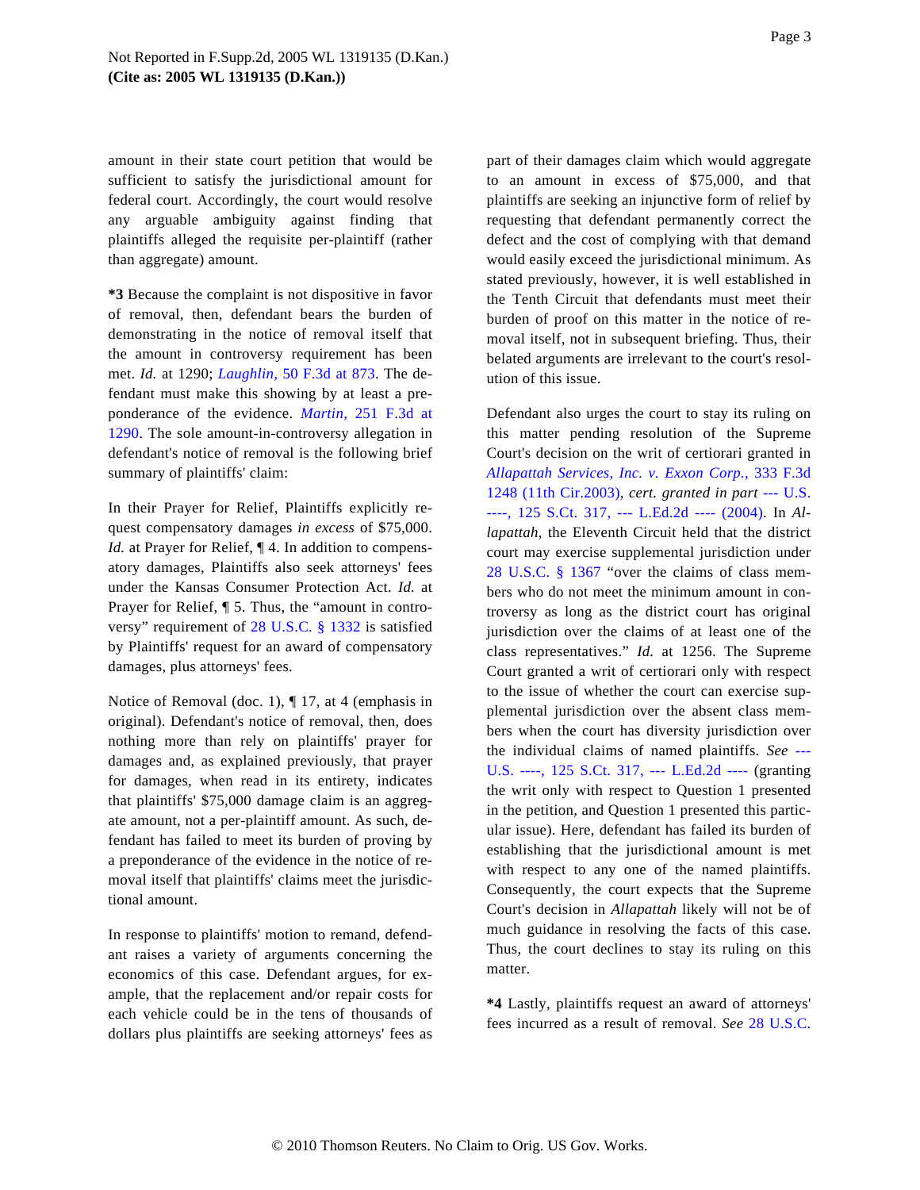amount in their state court petition that would be sufficient to satisfy the jurisdictional amount for federal court. Accordingly, the court would resolve any arguable ambiguity against finding that plaintiffs alleged the requisite per-plaintiff (rather than aggregate) amount.

**\*3** Because the complaint is not dispositive in favor of removal, then, defendant bears the burden of demonstrating in the notice of removal itself that the amount in controversy requirement has been met. *Id.* at 1290; *Laughlin,* 50 F.3d at 873. The defendant must make this showing by at least a preponderance of the evidence. *Martin,* 251 F.3d at 1290. The sole amount-in-controversy allegation in defendant's notice of removal is the following brief summary of plaintiffs' claim:

In their Prayer for Relief, Plaintiffs explicitly request compensatory damages *in excess* of $75,000. *Id.* at Prayer for Relief, ¶ 4. In addition to compensatory damages, Plaintiffs also seek attorneys' fees under the Kansas Consumer Protection Act. *Id.* at Prayer for Relief, ¶ 5. Thus, the "amount in controversy" requirement of 28 U.S.C. § 1332 is satisfied by Plaintiffs' request for an award of compensatory damages, plus attorneys' fees.

Notice of Removal (doc. 1), ¶ 17, at 4 (emphasis in original). Defendant's notice of removal, then, does nothing more than rely on plaintiffs' prayer for damages and, as explained previously, that prayer for damages, when read in its entirety, indicates that plaintiffs' $75,000 damage claim is an aggregate amount, not a per-plaintiff amount. As such, defendant has failed to meet its burden of proving by a preponderance of the evidence in the notice of removal itself that plaintiffs' claims meet the jurisdictional amount.

In response to plaintiffs' motion to remand, defendant raises a variety of arguments concerning the economics of this case. Defendant argues, for example, that the replacement and/or repair costs for each vehicle could be in the tens of thousands of dollars plus plaintiffs are seeking attorneys' fees as part of their damages claim which would aggregate to an amount in excess of $75,000, and that plaintiffs are seeking an injunctive form of relief by requesting that defendant permanently correct the defect and the cost of complying with that demand would easily exceed the jurisdictional minimum. As stated previously, however, it is well established in the Tenth Circuit that defendants must meet their burden of proof on this matter in the notice of removal itself, not in subsequent briefing. Thus, their belated arguments are irrelevant to the court's resolution of this issue.

Defendant also urges the court to stay its ruling on this matter pending resolution of the Supreme Court's decision on the writ of certiorari granted in *Allapattah Services, Inc. v. Exxon Corp.,* 333 F.3d 1248 (11th Cir.2003), *cert. granted in part* --- U.S. ----, 125 S.Ct. 317, --- L.Ed.2d ---- (2004). In *Allapattah,* the Eleventh Circuit held that the district court may exercise supplemental jurisdiction under 28 U.S.C. § 1367 "over the claims of class members who do not meet the minimum amount in controversy as long as the district court has original jurisdiction over the claims of at least one of the class representatives." *Id.* at 1256. The Supreme Court granted a writ of certiorari only with respect to the issue of whether the court can exercise supplemental jurisdiction over the absent class members when the court has diversity jurisdiction over the individual claims of named plaintiffs. *See* --- U.S. ----, 125 S.Ct. 317, --- L.Ed.2d ---- (granting the writ only with respect to Question 1 presented in the petition, and Question 1 presented this particular issue). Here, defendant has failed its burden of establishing that the jurisdictional amount is met with respect to any one of the named plaintiffs. Consequently, the court expects that the Supreme Court's decision in *Allapattah* likely will not be of much guidance in resolving the facts of this case. Thus, the court declines to stay its ruling on this matter.

**\*4** Lastly, plaintiffs request an award of attorneys' fees incurred as a result of removal. *See* 28 U.S.C.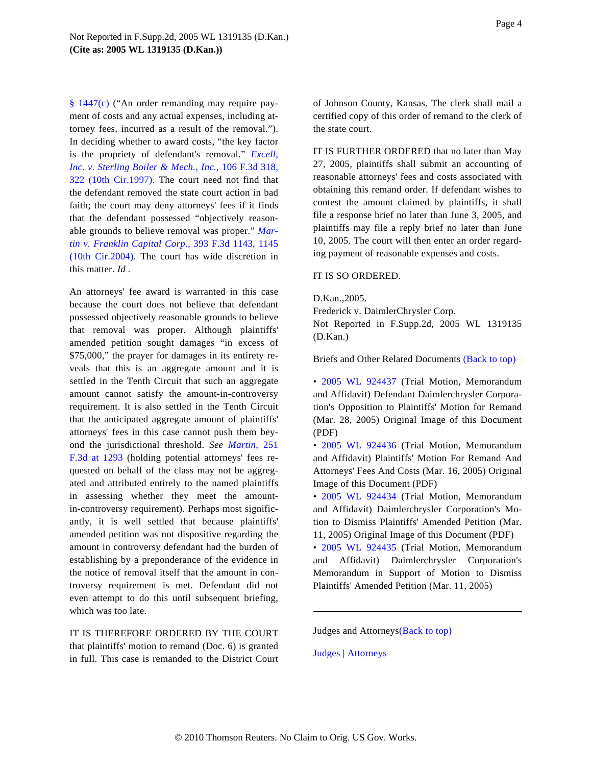§ 1447(c) ("An order remanding may require payment of costs and any actual expenses, including attorney fees, incurred as a result of the removal."). In deciding whether to award costs, "the key factor is the propriety of defendant's removal." *Excell, Inc. v. Sterling Boiler & Mech., Inc.,* 106 F.3d 318, 322 (10th Cir.1997). The court need not find that the defendant removed the state court action in bad faith; the court may deny attorneys' fees if it finds that the defendant possessed "objectively reasonable grounds to believe removal was proper." *Martin v. Franklin Capital Corp.,* 393 F.3d 1143, 1145 (10th Cir.2004). The court has wide discretion in this matter. *Id* .

An attorneys' fee award is warranted in this case because the court does not believe that defendant possessed objectively reasonable grounds to believe that removal was proper. Although plaintiffs' amended petition sought damages "in excess of $75,000," the prayer for damages in its entirety reveals that this is an aggregate amount and it is settled in the Tenth Circuit that such an aggregate amount cannot satisfy the amount-in-controversy requirement. It is also settled in the Tenth Circuit that the anticipated aggregate amount of plaintiffs' attorneys' fees in this case cannot push them beyond the jurisdictional threshold. *See Martin,* 251 F.3d at 1293 (holding potential attorneys' fees requested on behalf of the class may not be aggregated and attributed entirely to the named plaintiffs in assessing whether they meet the amount-in-controversy requirement). Perhaps most significantly, it is well settled that because plaintiffs' amended petition was not dispositive regarding the amount in controversy defendant had the burden of establishing by a preponderance of the evidence in the notice of removal itself that the amount in controversy requirement is met. Defendant did not even attempt to do this until subsequent briefing, which was too late.

IT IS THEREFORE ORDERED BY THE COURT that plaintiffs' motion to remand (Doc. 6) is granted in full. This case is remanded to the District Court of Johnson County, Kansas. The clerk shall mail a certified copy of this order of remand to the clerk of the state court.

IT IS FURTHER ORDERED that no later than May 27, 2005, plaintiffs shall submit an accounting of reasonable attorneys' fees and costs associated with obtaining this remand order. If defendant wishes to contest the amount claimed by plaintiffs, it shall file a response brief no later than June 3, 2005, and plaintiffs may file a reply brief no later than June 10, 2005. The court will then enter an order regarding payment of reasonable expenses and costs.

IT IS SO ORDERED.

D.Kan.,2005.
Frederick v. DaimlerChrysler Corp.
Not Reported in F.Supp.2d, 2005 WL 1319135 (D.Kan.)

Briefs and Other Related Documents (Back to top)

- 2005 WL 924437 (Trial Motion, Memorandum and Affidavit) Defendant Daimlerchrysler Corporation's Opposition to Plaintiffs' Motion for Remand (Mar. 28, 2005) Original Image of this Document (PDF)
- 2005 WL 924436 (Trial Motion, Memorandum and Affidavit) Plaintiffs' Motion For Remand And Attorneys' Fees And Costs (Mar. 16, 2005) Original Image of this Document (PDF)
- 2005 WL 924434 (Trial Motion, Memorandum and Affidavit) Daimlerchrysler Corporation's Motion to Dismiss Plaintiffs' Amended Petition (Mar. 11, 2005) Original Image of this Document (PDF)
- 2005 WL 924435 (Trial Motion, Memorandum and Affidavit) Daimlerchrysler Corporation's Memorandum in Support of Motion to Dismiss Plaintiffs' Amended Petition (Mar. 11, 2005)

---

Judges and Attorneys(Back to top)

Judges | Attorneys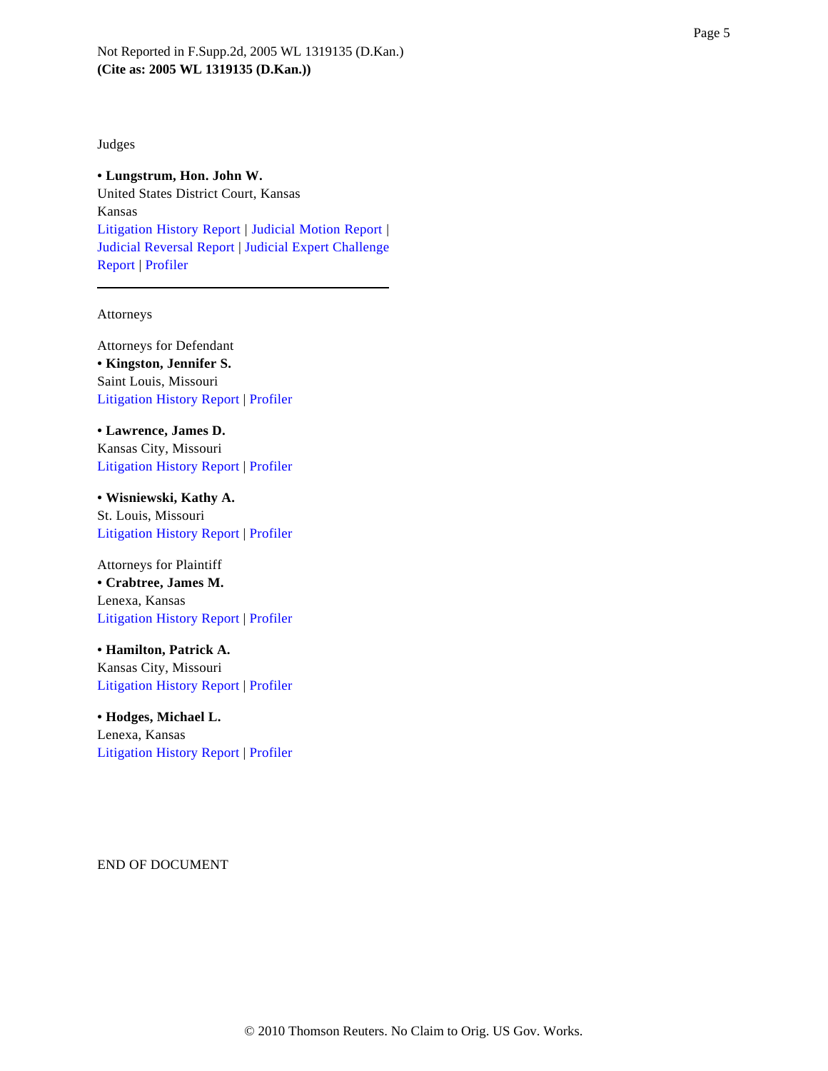Judges

• **Lungstrum, Hon. John W.**
United States District Court, Kansas
Kansas
Litigation History Report | Judicial Motion Report | Judicial Reversal Report | Judicial Expert Challenge Report | Profiler

---

Attorneys

Attorneys for Defendant
• **Kingston, Jennifer S.**
Saint Louis, Missouri
Litigation History Report | Profiler

• **Lawrence, James D.**
Kansas City, Missouri
Litigation History Report | Profiler

• **Wisniewski, Kathy A.**
St. Louis, Missouri
Litigation History Report | Profiler

Attorneys for Plaintiff
• **Crabtree, James M.**
Lenexa, Kansas
Litigation History Report | Profiler

• **Hamilton, Patrick A.**
Kansas City, Missouri
Litigation History Report | Profiler

• **Hodges, Michael L.**
Lenexa, Kansas
Litigation History Report | Profiler

END OF DOCUMENT